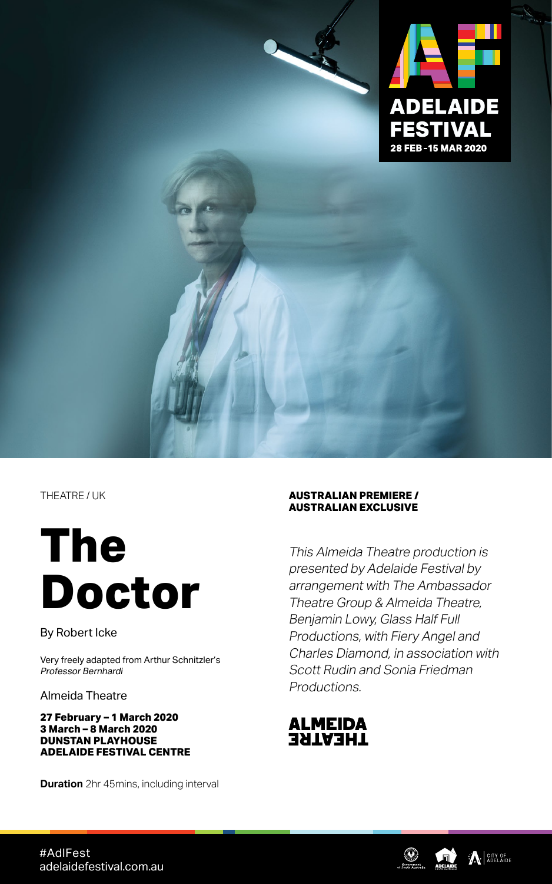ADELAIDE FESTIVAL
28 FEB–15 MAR 2020

THEATRE / UK

# The Doctor

By Robert Icke

Very freely adapted from Arthur Schnitzler's *Professor Bernhardi*

Almeida Theatre

**27 February – 1 March 2020**
**3 March – 8 March 2020**
**DUNSTAN PLAYHOUSE**
**ADELAIDE FESTIVAL CENTRE**

**Duration** 2hr 45mins, including interval

**AUSTRALIAN PREMIERE /**
**AUSTRALIAN EXCLUSIVE**

*This Almeida Theatre production is presented by Adelaide Festival by arrangement with The Ambassador Theatre Group & Almeida Theatre, Benjamin Lowy, Glass Half Full Productions, with Fiery Angel and Charles Diamond, in association with Scott Rudin and Sonia Friedman Productions.*

ALMEIDA THEATRE

#AdlFest
adelaidefestival.com.au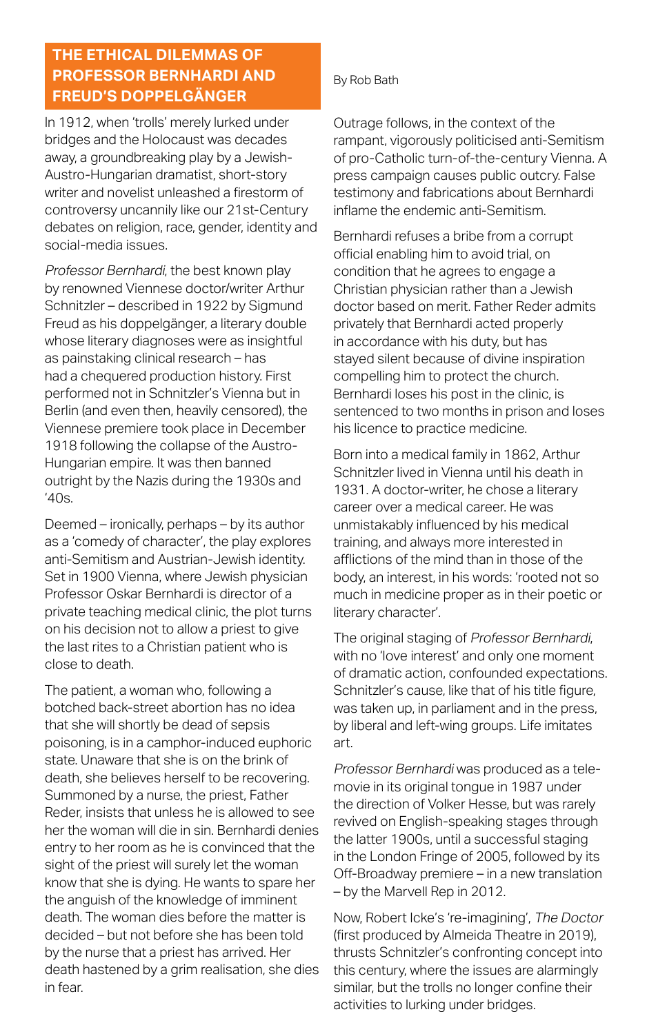## THE ETHICAL DILEMMAS OF PROFESSOR BERNHARDI AND FREUD'S DOPPELGÄNGER

By Rob Bath

In 1912, when 'trolls' merely lurked under bridges and the Holocaust was decades away, a groundbreaking play by a Jewish-Austro-Hungarian dramatist, short-story writer and novelist unleashed a firestorm of controversy uncannily like our 21st-Century debates on religion, race, gender, identity and social-media issues.

*Professor Bernhardi*, the best known play by renowned Viennese doctor/writer Arthur Schnitzler – described in 1922 by Sigmund Freud as his doppelgänger, a literary double whose literary diagnoses were as insightful as painstaking clinical research – has had a chequered production history. First performed not in Schnitzler's Vienna but in Berlin (and even then, heavily censored), the Viennese premiere took place in December 1918 following the collapse of the Austro-Hungarian empire. It was then banned outright by the Nazis during the 1930s and '40s.

Deemed – ironically, perhaps – by its author as a 'comedy of character', the play explores anti-Semitism and Austrian-Jewish identity. Set in 1900 Vienna, where Jewish physician Professor Oskar Bernhardi is director of a private teaching medical clinic, the plot turns on his decision not to allow a priest to give the last rites to a Christian patient who is close to death.

The patient, a woman who, following a botched back-street abortion has no idea that she will shortly be dead of sepsis poisoning, is in a camphor-induced euphoric state. Unaware that she is on the brink of death, she believes herself to be recovering. Summoned by a nurse, the priest, Father Reder, insists that unless he is allowed to see her the woman will die in sin. Bernhardi denies entry to her room as he is convinced that the sight of the priest will surely let the woman know that she is dying. He wants to spare her the anguish of the knowledge of imminent death. The woman dies before the matter is decided – but not before she has been told by the nurse that a priest has arrived. Her death hastened by a grim realisation, she dies in fear.

Outrage follows, in the context of the rampant, vigorously politicised anti-Semitism of pro-Catholic turn-of-the-century Vienna. A press campaign causes public outcry. False testimony and fabrications about Bernhardi inflame the endemic anti-Semitism.

Bernhardi refuses a bribe from a corrupt official enabling him to avoid trial, on condition that he agrees to engage a Christian physician rather than a Jewish doctor based on merit. Father Reder admits privately that Bernhardi acted properly in accordance with his duty, but has stayed silent because of divine inspiration compelling him to protect the church. Bernhardi loses his post in the clinic, is sentenced to two months in prison and loses his licence to practice medicine.

Born into a medical family in 1862, Arthur Schnitzler lived in Vienna until his death in 1931. A doctor-writer, he chose a literary career over a medical career. He was unmistakably influenced by his medical training, and always more interested in afflictions of the mind than in those of the body, an interest, in his words: 'rooted not so much in medicine proper as in their poetic or literary character'.

The original staging of *Professor Bernhardi*, with no 'love interest' and only one moment of dramatic action, confounded expectations. Schnitzler's cause, like that of his title figure, was taken up, in parliament and in the press, by liberal and left-wing groups. Life imitates art.

*Professor Bernhardi* was produced as a tele-movie in its original tongue in 1987 under the direction of Volker Hesse, but was rarely revived on English-speaking stages through the latter 1900s, until a successful staging in the London Fringe of 2005, followed by its Off-Broadway premiere – in a new translation – by the Marvell Rep in 2012.

Now, Robert Icke's 're-imagining', *The Doctor* (first produced by Almeida Theatre in 2019), thrusts Schnitzler's confronting concept into this century, where the issues are alarmingly similar, but the trolls no longer confine their activities to lurking under bridges.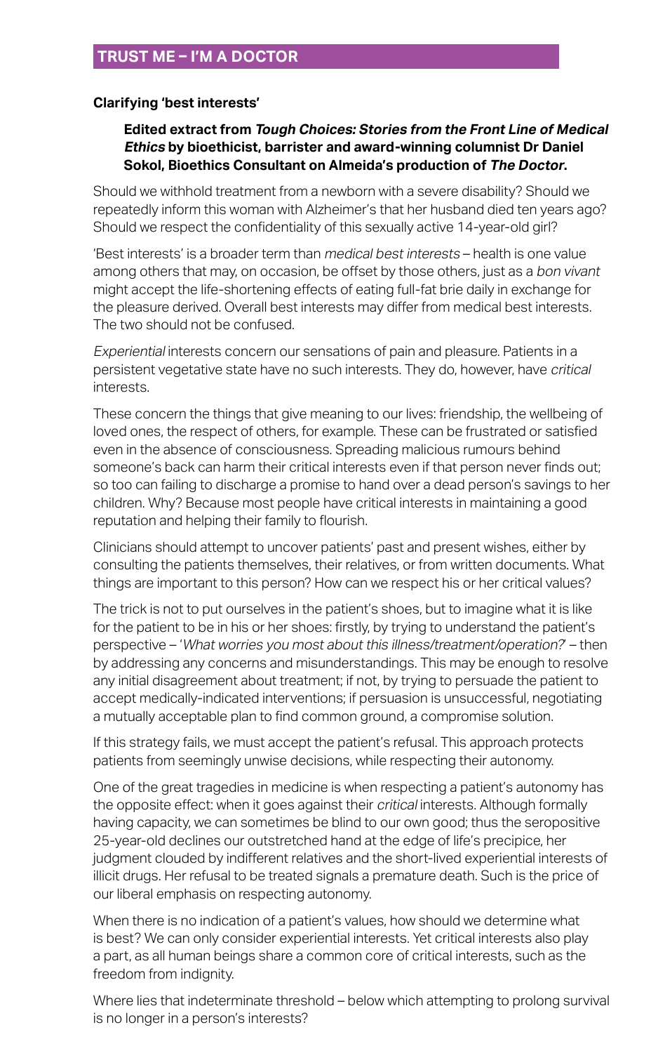## TRUST ME – I'M A DOCTOR

### Clarifying 'best interests'

> **Edited extract from *Tough Choices: Stories from the Front Line of Medical Ethics* by bioethicist, barrister and award-winning columnist Dr Daniel Sokol, Bioethics Consultant on Almeida's production of *The Doctor*.**

Should we withhold treatment from a newborn with a severe disability? Should we repeatedly inform this woman with Alzheimer's that her husband died ten years ago? Should we respect the confidentiality of this sexually active 14-year-old girl?

'Best interests' is a broader term than *medical best interests* – health is one value among others that may, on occasion, be offset by those others, just as a *bon vivant* might accept the life-shortening effects of eating full-fat brie daily in exchange for the pleasure derived. Overall best interests may differ from medical best interests. The two should not be confused.

*Experiential* interests concern our sensations of pain and pleasure. Patients in a persistent vegetative state have no such interests. They do, however, have *critical* interests.

These concern the things that give meaning to our lives: friendship, the wellbeing of loved ones, the respect of others, for example. These can be frustrated or satisfied even in the absence of consciousness. Spreading malicious rumours behind someone's back can harm their critical interests even if that person never finds out; so too can failing to discharge a promise to hand over a dead person's savings to her children. Why? Because most people have critical interests in maintaining a good reputation and helping their family to flourish.

Clinicians should attempt to uncover patients' past and present wishes, either by consulting the patients themselves, their relatives, or from written documents. What things are important to this person? How can we respect his or her critical values?

The trick is not to put ourselves in the patient's shoes, but to imagine what it is like for the patient to be in his or her shoes: firstly, by trying to understand the patient's perspective – '*What worries you most about this illness/treatment/operation?*' – then by addressing any concerns and misunderstandings. This may be enough to resolve any initial disagreement about treatment; if not, by trying to persuade the patient to accept medically-indicated interventions; if persuasion is unsuccessful, negotiating a mutually acceptable plan to find common ground, a compromise solution.

If this strategy fails, we must accept the patient's refusal. This approach protects patients from seemingly unwise decisions, while respecting their autonomy.

One of the great tragedies in medicine is when respecting a patient's autonomy has the opposite effect: when it goes against their *critical* interests. Although formally having capacity, we can sometimes be blind to our own good; thus the seropositive 25-year-old declines our outstretched hand at the edge of life's precipice, her judgment clouded by indifferent relatives and the short-lived experiential interests of illicit drugs. Her refusal to be treated signals a premature death. Such is the price of our liberal emphasis on respecting autonomy.

When there is no indication of a patient's values, how should we determine what is best? We can only consider experiential interests. Yet critical interests also play a part, as all human beings share a common core of critical interests, such as the freedom from indignity.

Where lies that indeterminate threshold – below which attempting to prolong survival is no longer in a person's interests?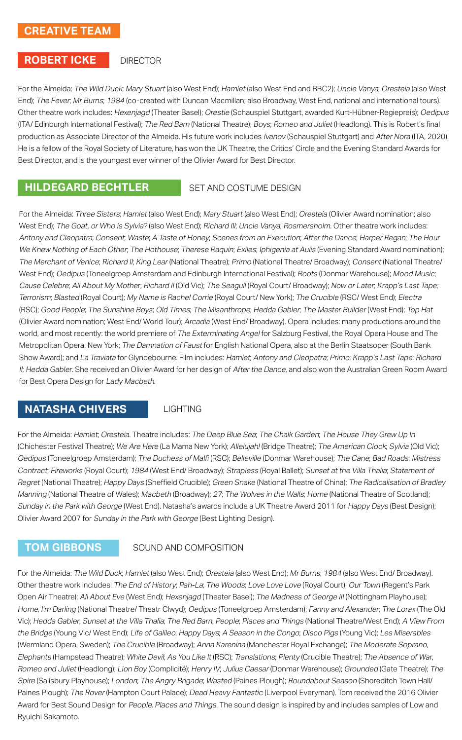# CREATIVE TEAM

## ROBERT ICKE — DIRECTOR

For the Almeida: *The Wild Duck*; *Mary Stuart* (also West End); *Hamlet* (also West End and BBC2); *Uncle Vanya*; *Oresteia* (also West End); *The Fever*; *Mr Burns*; *1984* (co-created with Duncan Macmillan; also Broadway, West End, national and international tours). Other theatre work includes: *Hexenjagd* (Theater Basel); *Orestie* (Schauspiel Stuttgart, awarded Kurt-Hübner-Regiepreis); *Oedipus* (ITA/ Edinburgh International Festival); *The Red Barn* (National Theatre); *Boys*; *Romeo and Juliet* (Headlong). This is Robert's final production as Associate Director of the Almeida. His future work includes *Ivanov* (Schauspiel Stuttgart) and *After Nora* (ITA, 2020). He is a fellow of the Royal Society of Literature, has won the UK Theatre, the Critics' Circle and the Evening Standard Awards for Best Director, and is the youngest ever winner of the Olivier Award for Best Director.

## HILDEGARD BECHTLER — SET AND COSTUME DESIGN

For the Almeida: *Three Sisters*; *Hamlet* (also West End); *Mary Stuart* (also West End); *Oresteia* (Olivier Award nomination; also West End); *The Goat, or Who is Sylvia?* (also West End); *Richard III*; *Uncle Vanya*; *Rosmersholm*. Other theatre work includes: *Antony and Cleopatra*; *Consent*; *Waste*; *A Taste of Honey*; *Scenes from an Execution*; *After the Dance*; *Harper Regan*; *The Hour We Knew Nothing of Each Other*; *The Hothouse*; *Therese Raquin*; *Exiles*; *Iphigenia at Aulis* (Evening Standard Award nomination); *The Merchant of Venice*; *Richard II*; *King Lear* (National Theatre); *Primo* (National Theatre/ Broadway); *Consent* (National Theatre/ West End); *Oedipus* (Toneelgroep Amsterdam and Edinburgh International Festival); *Roots* (Donmar Warehouse); *Mood Music*; *Cause Celebre*; *All About My Mother*; *Richard II* (Old Vic); *The Seagull* (Royal Court/ Broadway); *Now or Later*; *Krapp's Last Tape*; *Terrorism*; *Blasted* (Royal Court); *My Name is Rachel Corrie* (Royal Court/ New York); *The Crucible* (RSC/ West End); *Electra* (RSC); *Good People*; *The Sunshine Boys*; *Old Times*; *The Misanthrope*; *Hedda Gabler*; *The Master Builder* (West End); *Top Hat* (Olivier Award nomination; West End/ World Tour); *Arcadia* (West End/ Broadway). Opera includes: many productions around the world, and most recently: the world premiere of *The Exterminating Angel* for Salzburg Festival, the Royal Opera House and The Metropolitan Opera, New York; *The Damnation of Faust* for English National Opera, also at the Berlin Staatsoper (South Bank Show Award); and *La Traviata* for Glyndebourne. Film includes: *Hamlet*; *Antony and Cleopatra*; *Primo*; *Krapp's Last Tape*; *Richard II*; *Hedda Gabler*. She received an Olivier Award for her design of *After the Dance*, and also won the Australian Green Room Award for Best Opera Design for *Lady Macbeth*.

## NATASHA CHIVERS — LIGHTING

For the Almeida: *Hamlet*; *Oresteia*. Theatre includes: *The Deep Blue Sea*; *The Chalk Garden*; *The House They Grew Up In* (Chichester Festival Theatre); *We Are Here* (La Mama New York); *Allelujah!* (Bridge Theatre); *The American Clock*; *Sylvia* (Old Vic); *Oedipus* (Toneelgroep Amsterdam); *The Duchess of Malfi* (RSC); *Belleville* (Donmar Warehouse); *The Cane*; *Bad Roads*; *Mistress Contract*; *Fireworks* (Royal Court); *1984* (West End/ Broadway); *Strapless* (Royal Ballet); *Sunset at the Villa Thalia*; *Statement of Regret* (National Theatre); *Happy Days* (Sheffield Crucible); *Green Snake* (National Theatre of China); *The Radicalisation of Bradley Manning* (National Theatre of Wales); *Macbeth* (Broadway); *27*; *The Wolves in the Walls*; *Home* (National Theatre of Scotland); *Sunday in the Park with George* (West End). Natasha's awards include a UK Theatre Award 2011 for *Happy Days* (Best Design); Olivier Award 2007 for *Sunday in the Park with George* (Best Lighting Design).

## TOM GIBBONS — SOUND AND COMPOSITION

For the Almeida: *The Wild Duck*; *Hamlet* (also West End); *Oresteia* (also West End); *Mr Burns*; *1984* (also West End/ Broadway). Other theatre work includes: *The End of History*; *Pah-La*; *The Woods*; *Love Love Love* (Royal Court); *Our Town* (Regent's Park Open Air Theatre); *All About Eve* (West End); *Hexenjagd* (Theater Basel); *The Madness of George III* (Nottingham Playhouse); *Home, I'm Darling* (National Theatre/ Theatr Clwyd); *Oedipus* (Toneelgroep Amsterdam); *Fanny and Alexander*; *The Lorax* (The Old Vic); *Hedda Gabler*; *Sunset at the Villa Thalia*; *The Red Barn*; *People*; *Places and Things* (National Theatre/West End); *A View From the Bridge* (Young Vic/ West End); *Life of Galileo*; *Happy Days*; *A Season in the Congo*; *Disco Pigs* (Young Vic); *Les Miserables* (Wermland Opera, Sweden); *The Crucible* (Broadway); *Anna Karenina* (Manchester Royal Exchange); *The Moderate Soprano*, *Elephants* (Hampstead Theatre); *White Devil*; *As You Like It* (RSC); *Translations*; *Plenty* (Crucible Theatre); *The Absence of War*, *Romeo and Juliet* (Headlong); *Lion Boy* (Complicité); *Henry IV*; *Julius Caesar* (Donmar Warehouse); *Grounded* (Gate Theatre); *The Spire* (Salisbury Playhouse); *London*; *The Angry Brigade*; *Wasted* (Paines Plough); *Roundabout Season* (Shoreditch Town Hall/ Paines Plough); *The Rover* (Hampton Court Palace); *Dead Heavy Fantastic* (Liverpool Everyman). Tom received the 2016 Olivier Award for Best Sound Design for *People, Places and Things*. The sound design is inspired by and includes samples of Low and Ryuichi Sakamoto.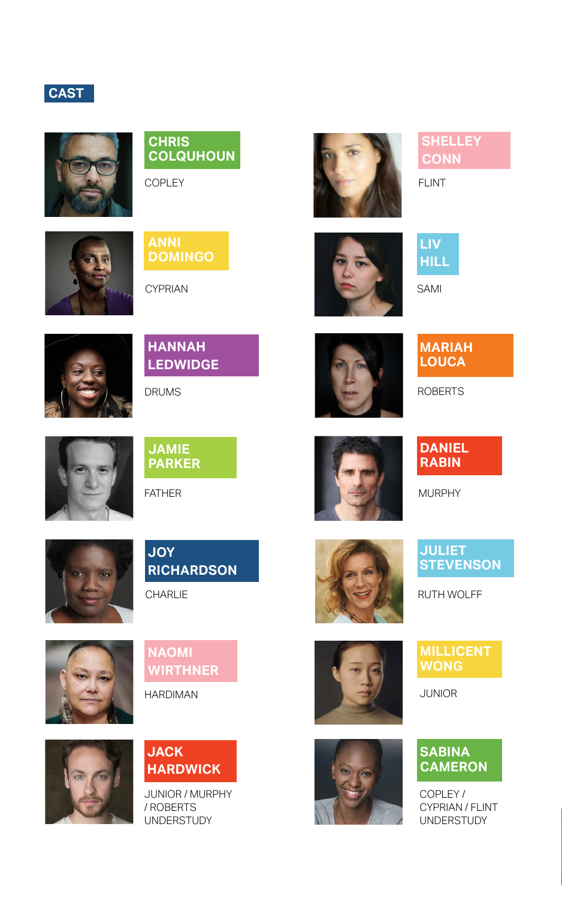## CAST

**CHRIS COLQUHOUN**
COPLEY

**ANNI DOMINGO**
CYPRIAN

**HANNAH LEDWIDGE**
DRUMS

**JAMIE PARKER**
FATHER

**JOY RICHARDSON**
CHARLIE

**NAOMI WIRTHNER**
HARDIMAN

**JACK HARDWICK**
JUNIOR / MURPHY / ROBERTS UNDERSTUDY

**SHELLEY CONN**
FLINT

**LIV HILL**
SAMI

**MARIAH LOUCA**
ROBERTS

**DANIEL RABIN**
MURPHY

**JULIET STEVENSON**
RUTH WOLFF

**MILLICENT WONG**
JUNIOR

**SABINA CAMERON**
COPLEY / CYPRIAN / FLINT UNDERSTUDY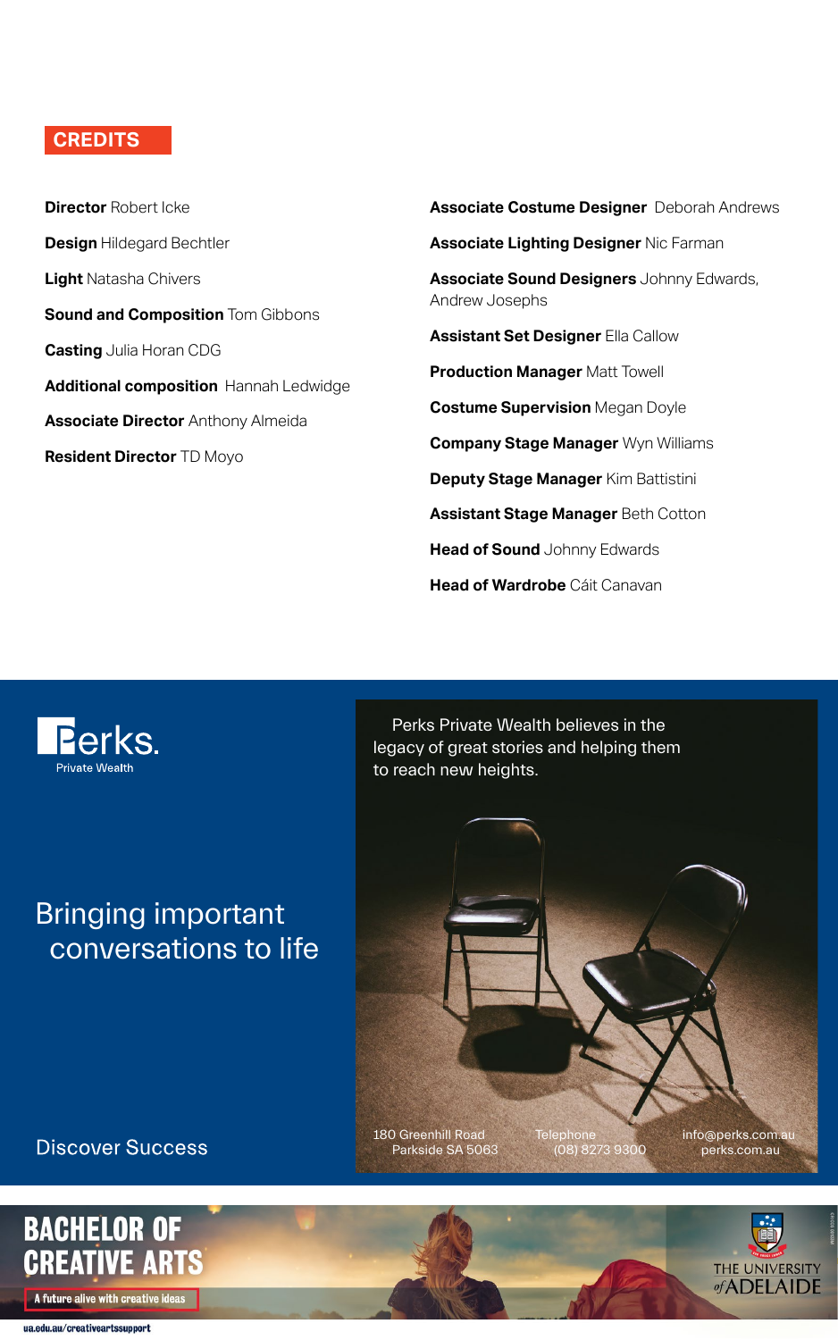## CREDITS

**Director** Robert Icke

**Design** Hildegard Bechtler

**Light** Natasha Chivers

**Sound and Composition** Tom Gibbons

**Casting** Julia Horan CDG

**Additional composition** Hannah Ledwidge

**Associate Director** Anthony Almeida

**Resident Director** TD Moyo

**Associate Costume Designer** Deborah Andrews

**Associate Lighting Designer** Nic Farman

**Associate Sound Designers** Johnny Edwards, Andrew Josephs

**Assistant Set Designer** Ella Callow

**Production Manager** Matt Towell

**Costume Supervision** Megan Doyle

**Company Stage Manager** Wyn Williams

**Deputy Stage Manager** Kim Battistini

**Assistant Stage Manager** Beth Cotton

**Head of Sound** Johnny Edwards

**Head of Wardrobe** Cáit Canavan

Perks. Private Wealth

Bringing important conversations to life

Discover Success

Perks Private Wealth believes in the legacy of great stories and helping them to reach new heights.

180 Greenhill Road
Parkside SA 5063

Telephone
(08) 8273 9300

info@perks.com.au
perks.com.au

BACHELOR OF CREATIVE ARTS

A future alive with creative ideas

ua.edu.au/creativeartssupport

THE UNIVERSITY of ADELAIDE